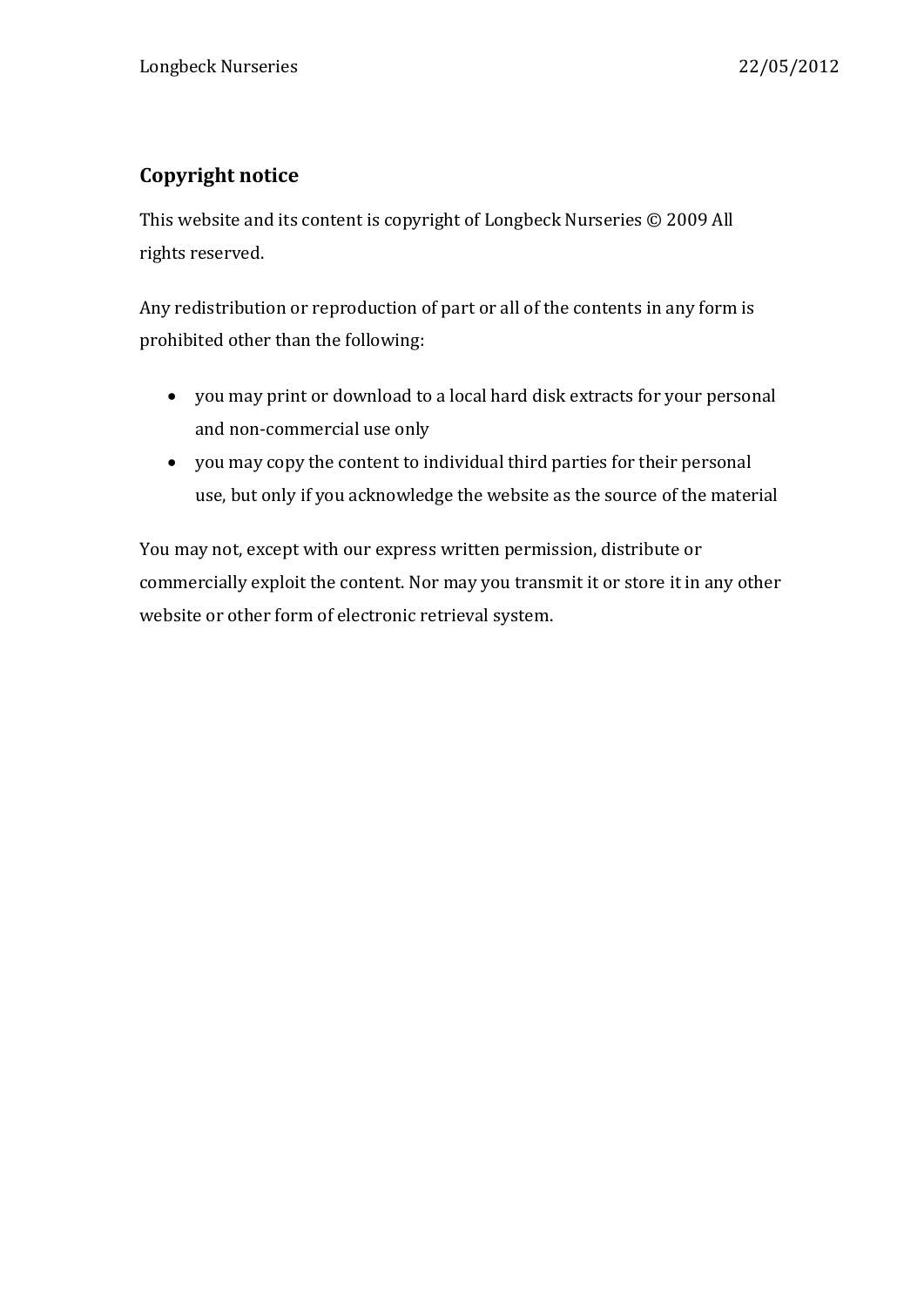## Copyright notice

This website and its content is copyright of Longbeck Nurseries © 2009 All rights reserved.

Any redistribution or reproduction of part or all of the contents in any form is prohibited other than the following:

- you may print or download to a local hard disk extracts for your personal and non-commercial use only
- you may copy the content to individual third parties for their personal use, but only if you acknowledge the website as the source of the material

You may not, except with our express written permission, distribute or commercially exploit the content. Nor may you transmit it or store it in any other website or other form of electronic retrieval system.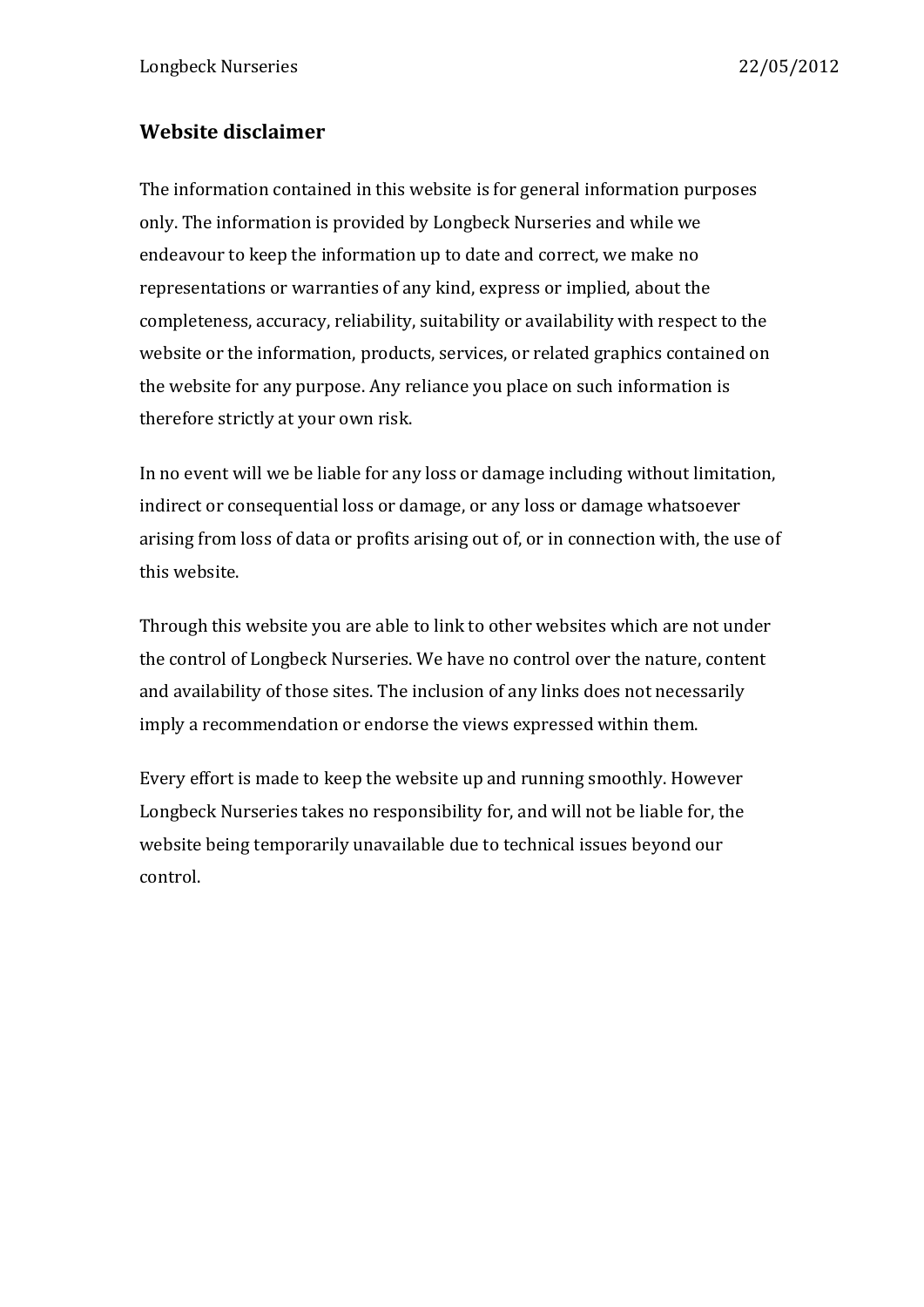## Website disclaimer

The information contained in this website is for general information purposes only. The information is provided by Longbeck Nurseries and while we endeavour to keep the information up to date and correct, we make no representations or warranties of any kind, express or implied, about the completeness, accuracy, reliability, suitability or availability with respect to the website or the information, products, services, or related graphics contained on the website for any purpose. Any reliance you place on such information is therefore strictly at your own risk.

In no event will we be liable for any loss or damage including without limitation, indirect or consequential loss or damage, or any loss or damage whatsoever arising from loss of data or profits arising out of, or in connection with, the use of this website.

Through this website you are able to link to other websites which are not under the control of Longbeck Nurseries. We have no control over the nature, content and availability of those sites. The inclusion of any links does not necessarily imply a recommendation or endorse the views expressed within them.

Every effort is made to keep the website up and running smoothly. However Longbeck Nurseries takes no responsibility for, and will not be liable for, the website being temporarily unavailable due to technical issues beyond our control.